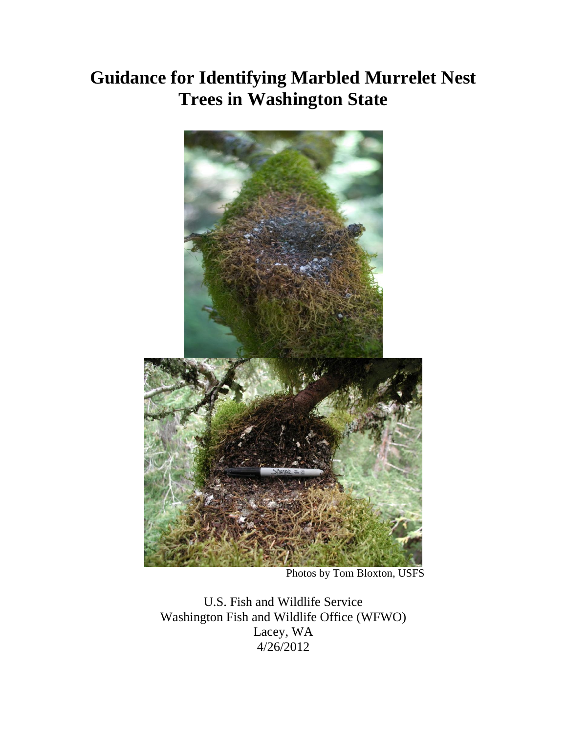# Guidance for Identifying Marbled Murrelet Nest Trees in Washington State

Photos by Tom Bloxton, USFS

U.S. Fish and Wildlife Service
Washington Fish and Wildlife Office (WFWO)
Lacey, WA
4/26/2012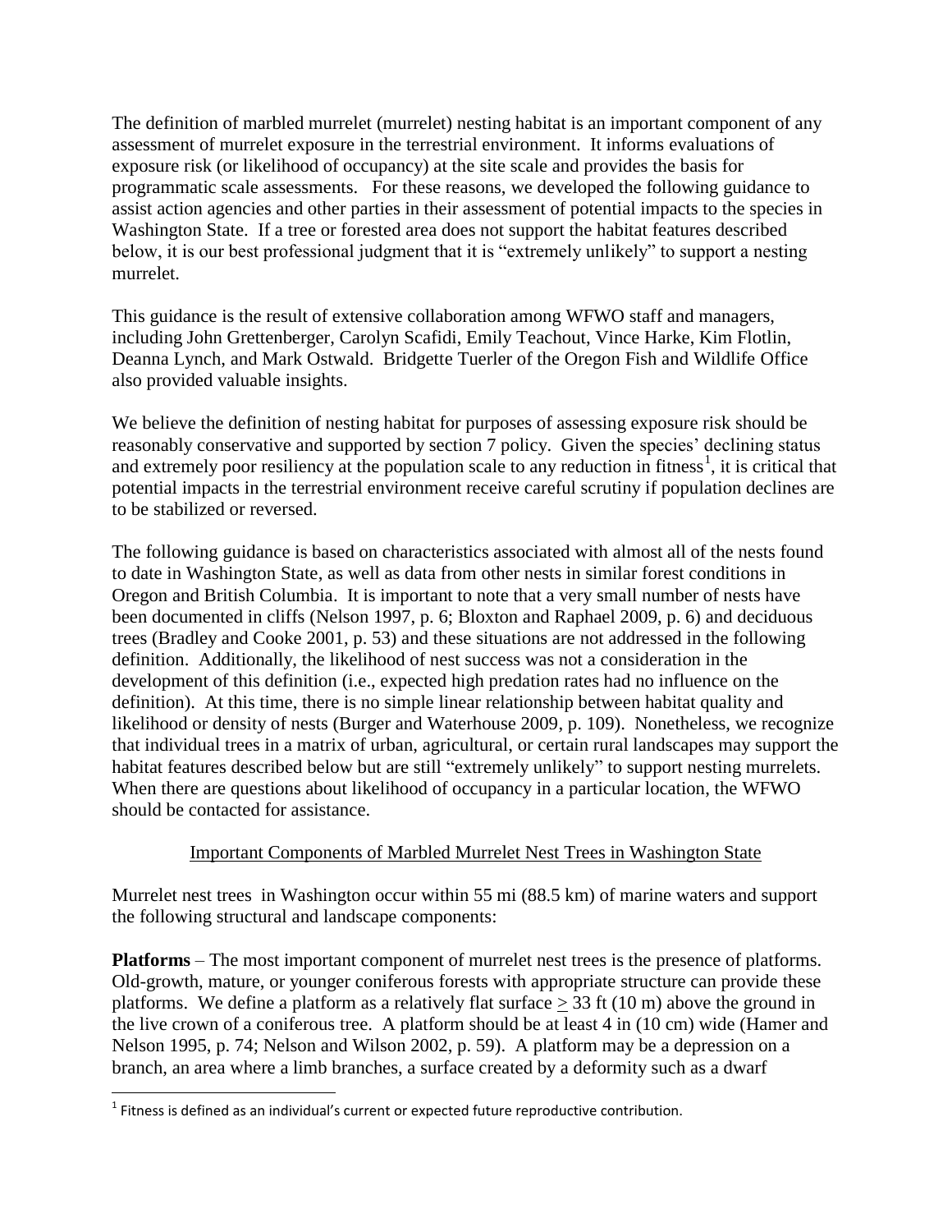The definition of marbled murrelet (murrelet) nesting habitat is an important component of any assessment of murrelet exposure in the terrestrial environment. It informs evaluations of exposure risk (or likelihood of occupancy) at the site scale and provides the basis for programmatic scale assessments. For these reasons, we developed the following guidance to assist action agencies and other parties in their assessment of potential impacts to the species in Washington State. If a tree or forested area does not support the habitat features described below, it is our best professional judgment that it is "extremely unlikely" to support a nesting murrelet.

This guidance is the result of extensive collaboration among WFWO staff and managers, including John Grettenberger, Carolyn Scafidi, Emily Teachout, Vince Harke, Kim Flotlin, Deanna Lynch, and Mark Ostwald. Bridgette Tuerler of the Oregon Fish and Wildlife Office also provided valuable insights.

We believe the definition of nesting habitat for purposes of assessing exposure risk should be reasonably conservative and supported by section 7 policy. Given the species' declining status and extremely poor resiliency at the population scale to any reduction in fitness[1], it is critical that potential impacts in the terrestrial environment receive careful scrutiny if population declines are to be stabilized or reversed.

The following guidance is based on characteristics associated with almost all of the nests found to date in Washington State, as well as data from other nests in similar forest conditions in Oregon and British Columbia. It is important to note that a very small number of nests have been documented in cliffs (Nelson 1997, p. 6; Bloxton and Raphael 2009, p. 6) and deciduous trees (Bradley and Cooke 2001, p. 53) and these situations are not addressed in the following definition. Additionally, the likelihood of nest success was not a consideration in the development of this definition (i.e., expected high predation rates had no influence on the definition). At this time, there is no simple linear relationship between habitat quality and likelihood or density of nests (Burger and Waterhouse 2009, p. 109). Nonetheless, we recognize that individual trees in a matrix of urban, agricultural, or certain rural landscapes may support the habitat features described below but are still "extremely unlikely" to support nesting murrelets. When there are questions about likelihood of occupancy in a particular location, the WFWO should be contacted for assistance.

## Important Components of Marbled Murrelet Nest Trees in Washington State

Murrelet nest trees in Washington occur within 55 mi (88.5 km) of marine waters and support the following structural and landscape components:

**Platforms** – The most important component of murrelet nest trees is the presence of platforms. Old-growth, mature, or younger coniferous forests with appropriate structure can provide these platforms. We define a platform as a relatively flat surface ≥ 33 ft (10 m) above the ground in the live crown of a coniferous tree. A platform should be at least 4 in (10 cm) wide (Hamer and Nelson 1995, p. 74; Nelson and Wilson 2002, p. 59). A platform may be a depression on a branch, an area where a limb branches, a surface created by a deformity such as a dwarf

[1] Fitness is defined as an individual's current or expected future reproductive contribution.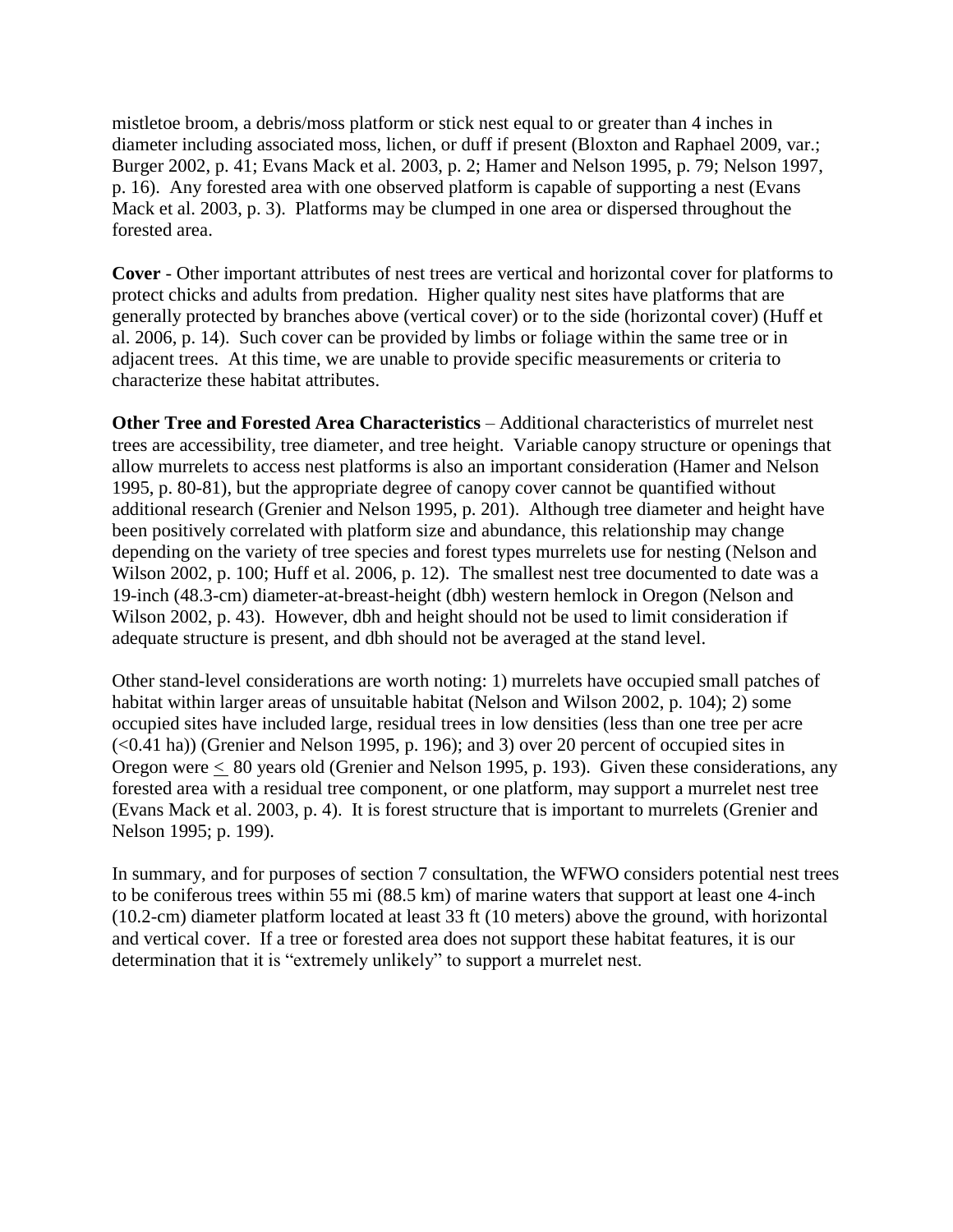mistletoe broom, a debris/moss platform or stick nest equal to or greater than 4 inches in diameter including associated moss, lichen, or duff if present (Bloxton and Raphael 2009, var.; Burger 2002, p. 41; Evans Mack et al. 2003, p. 2; Hamer and Nelson 1995, p. 79; Nelson 1997, p. 16). Any forested area with one observed platform is capable of supporting a nest (Evans Mack et al. 2003, p. 3). Platforms may be clumped in one area or dispersed throughout the forested area.

**Cover** - Other important attributes of nest trees are vertical and horizontal cover for platforms to protect chicks and adults from predation. Higher quality nest sites have platforms that are generally protected by branches above (vertical cover) or to the side (horizontal cover) (Huff et al. 2006, p. 14). Such cover can be provided by limbs or foliage within the same tree or in adjacent trees. At this time, we are unable to provide specific measurements or criteria to characterize these habitat attributes.

**Other Tree and Forested Area Characteristics** – Additional characteristics of murrelet nest trees are accessibility, tree diameter, and tree height. Variable canopy structure or openings that allow murrelets to access nest platforms is also an important consideration (Hamer and Nelson 1995, p. 80-81), but the appropriate degree of canopy cover cannot be quantified without additional research (Grenier and Nelson 1995, p. 201). Although tree diameter and height have been positively correlated with platform size and abundance, this relationship may change depending on the variety of tree species and forest types murrelets use for nesting (Nelson and Wilson 2002, p. 100; Huff et al. 2006, p. 12). The smallest nest tree documented to date was a 19-inch (48.3-cm) diameter-at-breast-height (dbh) western hemlock in Oregon (Nelson and Wilson 2002, p. 43). However, dbh and height should not be used to limit consideration if adequate structure is present, and dbh should not be averaged at the stand level.

Other stand-level considerations are worth noting: 1) murrelets have occupied small patches of habitat within larger areas of unsuitable habitat (Nelson and Wilson 2002, p. 104); 2) some occupied sites have included large, residual trees in low densities (less than one tree per acre (<0.41 ha)) (Grenier and Nelson 1995, p. 196); and 3) over 20 percent of occupied sites in Oregon were ≤ 80 years old (Grenier and Nelson 1995, p. 193). Given these considerations, any forested area with a residual tree component, or one platform, may support a murrelet nest tree (Evans Mack et al. 2003, p. 4). It is forest structure that is important to murrelets (Grenier and Nelson 1995; p. 199).

In summary, and for purposes of section 7 consultation, the WFWO considers potential nest trees to be coniferous trees within 55 mi (88.5 km) of marine waters that support at least one 4-inch (10.2-cm) diameter platform located at least 33 ft (10 meters) above the ground, with horizontal and vertical cover. If a tree or forested area does not support these habitat features, it is our determination that it is "extremely unlikely" to support a murrelet nest.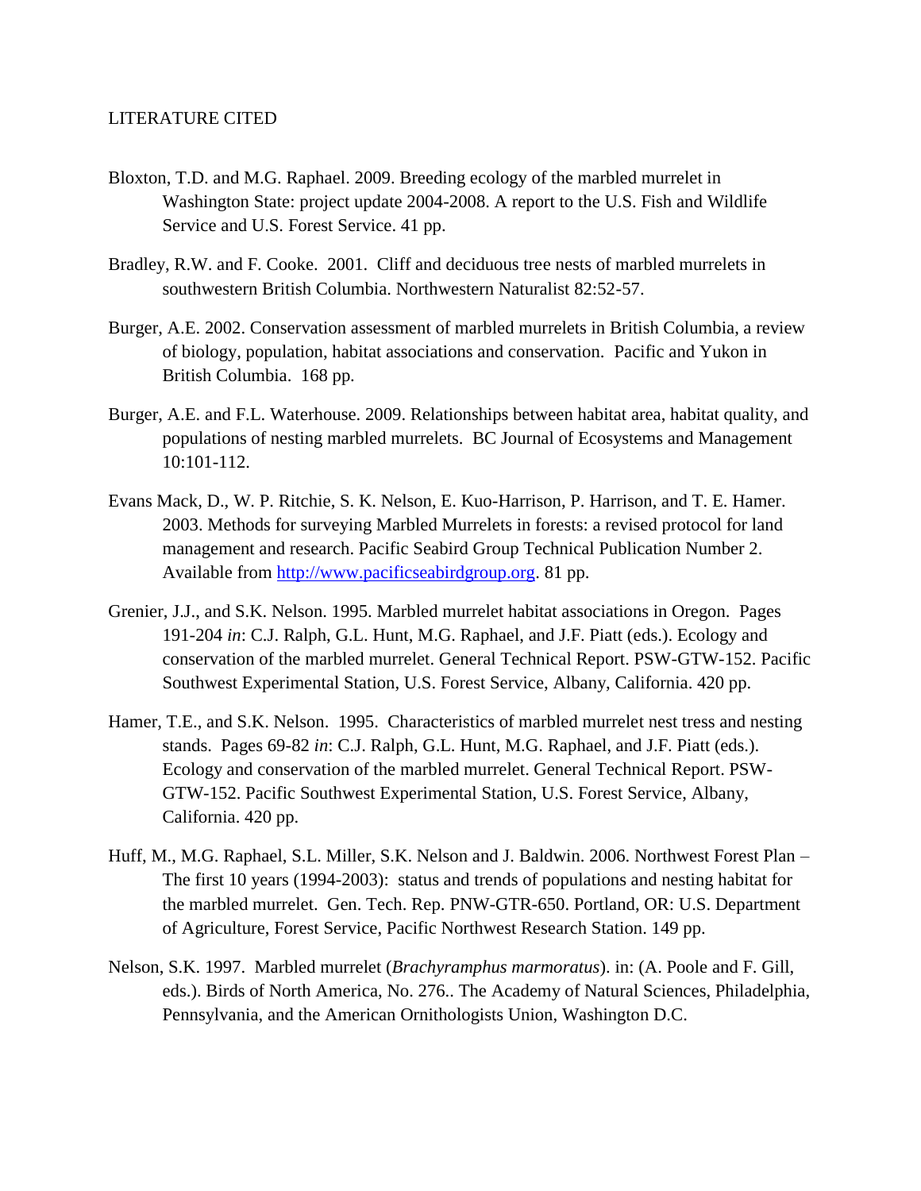LITERATURE CITED

Bloxton, T.D. and M.G. Raphael. 2009. Breeding ecology of the marbled murrelet in Washington State: project update 2004-2008. A report to the U.S. Fish and Wildlife Service and U.S. Forest Service. 41 pp.

Bradley, R.W. and F. Cooke. 2001. Cliff and deciduous tree nests of marbled murrelets in southwestern British Columbia. Northwestern Naturalist 82:52-57.

Burger, A.E. 2002. Conservation assessment of marbled murrelets in British Columbia, a review of biology, population, habitat associations and conservation. Pacific and Yukon in British Columbia. 168 pp.

Burger, A.E. and F.L. Waterhouse. 2009. Relationships between habitat area, habitat quality, and populations of nesting marbled murrelets. BC Journal of Ecosystems and Management 10:101-112.

Evans Mack, D., W. P. Ritchie, S. K. Nelson, E. Kuo-Harrison, P. Harrison, and T. E. Hamer. 2003. Methods for surveying Marbled Murrelets in forests: a revised protocol for land management and research. Pacific Seabird Group Technical Publication Number 2. Available from http://www.pacificseabirdgroup.org. 81 pp.

Grenier, J.J., and S.K. Nelson. 1995. Marbled murrelet habitat associations in Oregon. Pages 191-204 *in*: C.J. Ralph, G.L. Hunt, M.G. Raphael, and J.F. Piatt (eds.). Ecology and conservation of the marbled murrelet. General Technical Report. PSW-GTW-152. Pacific Southwest Experimental Station, U.S. Forest Service, Albany, California. 420 pp.

Hamer, T.E., and S.K. Nelson. 1995. Characteristics of marbled murrelet nest tress and nesting stands. Pages 69-82 *in*: C.J. Ralph, G.L. Hunt, M.G. Raphael, and J.F. Piatt (eds.). Ecology and conservation of the marbled murrelet. General Technical Report. PSW-GTW-152. Pacific Southwest Experimental Station, U.S. Forest Service, Albany, California. 420 pp.

Huff, M., M.G. Raphael, S.L. Miller, S.K. Nelson and J. Baldwin. 2006. Northwest Forest Plan – The first 10 years (1994-2003): status and trends of populations and nesting habitat for the marbled murrelet. Gen. Tech. Rep. PNW-GTR-650. Portland, OR: U.S. Department of Agriculture, Forest Service, Pacific Northwest Research Station. 149 pp.

Nelson, S.K. 1997. Marbled murrelet (*Brachyramphus marmoratus*). in: (A. Poole and F. Gill, eds.). Birds of North America, No. 276.. The Academy of Natural Sciences, Philadelphia, Pennsylvania, and the American Ornithologists Union, Washington D.C.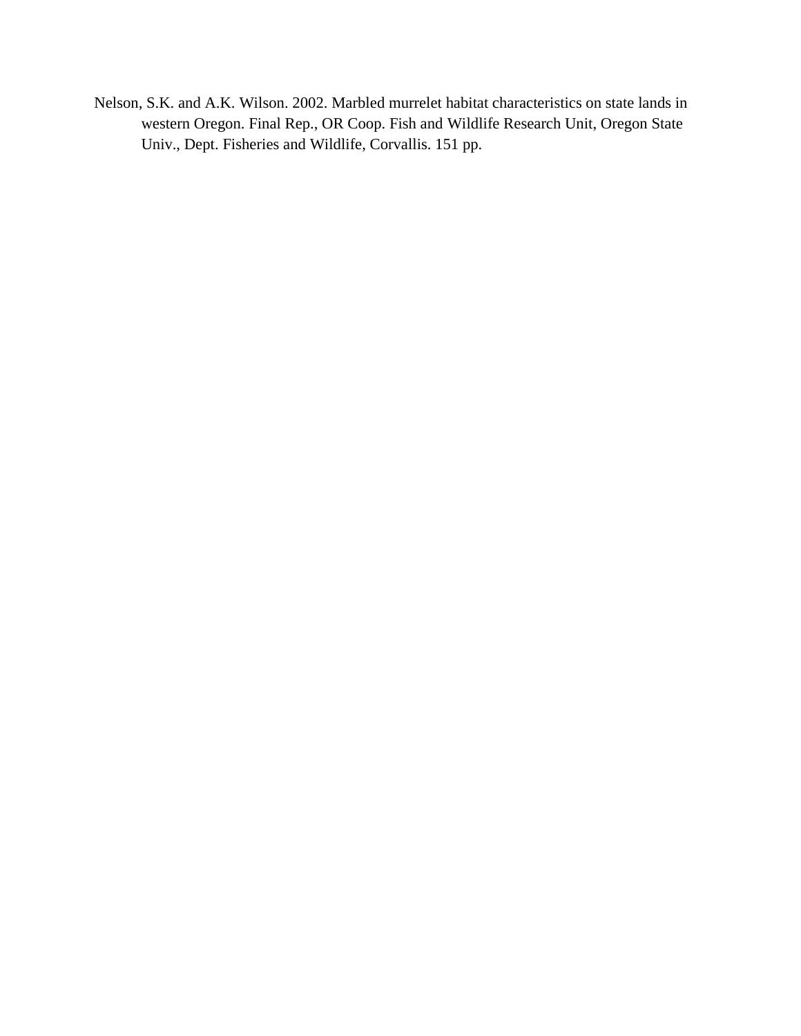Nelson, S.K. and A.K. Wilson. 2002. Marbled murrelet habitat characteristics on state lands in western Oregon. Final Rep., OR Coop. Fish and Wildlife Research Unit, Oregon State Univ., Dept. Fisheries and Wildlife, Corvallis. 151 pp.